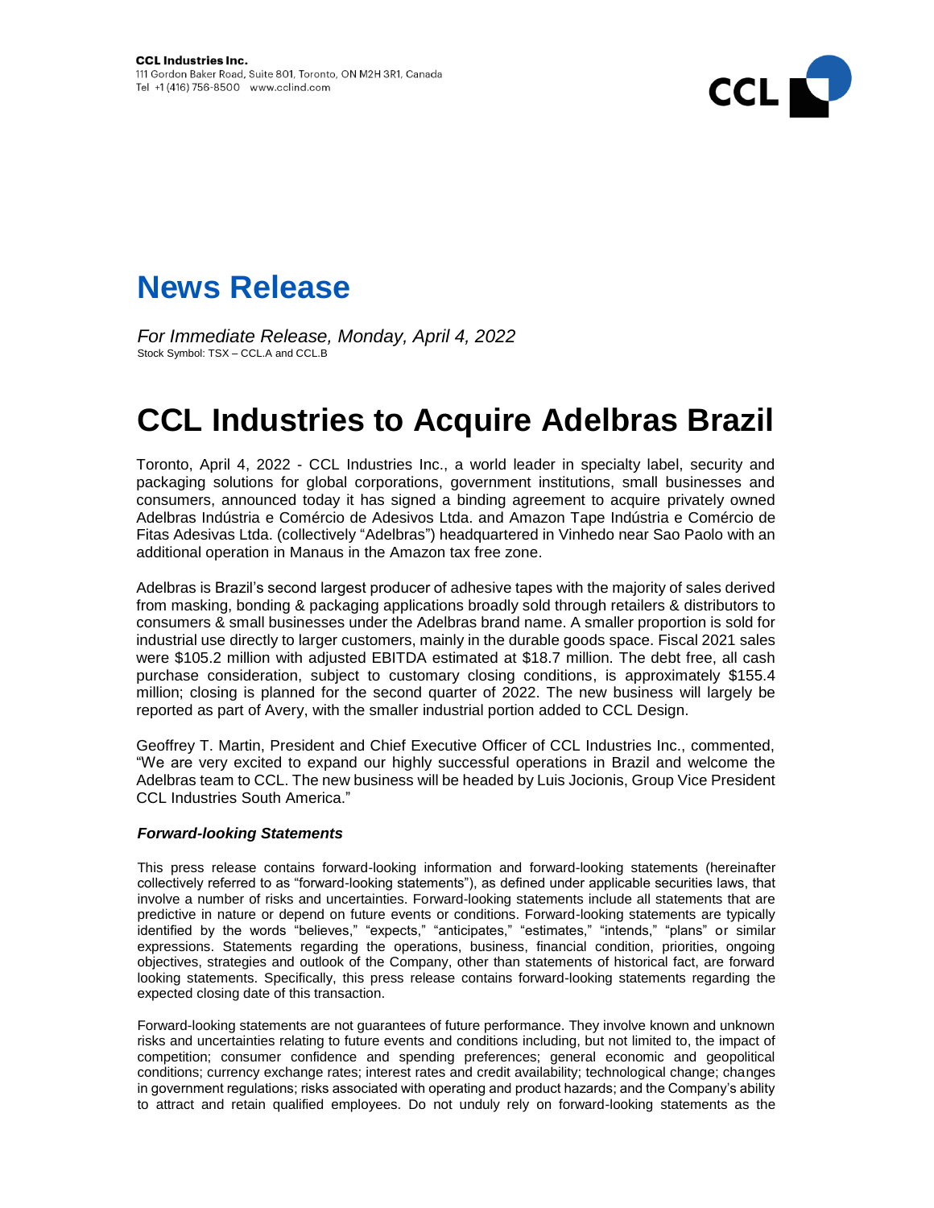**CCL Industries Inc.**
111 Gordon Baker Road, Suite 801, Toronto, ON M2H 3R1, Canada
Tel +1 (416) 756-8500 www.cclind.com

# News Release

*For Immediate Release, Monday, April 4, 2022*
Stock Symbol: TSX – CCL.A and CCL.B

# CCL Industries to Acquire Adelbras Brazil

Toronto, April 4, 2022 - CCL Industries Inc., a world leader in specialty label, security and packaging solutions for global corporations, government institutions, small businesses and consumers, announced today it has signed a binding agreement to acquire privately owned Adelbras Indústria e Comércio de Adesivos Ltda. and Amazon Tape Indústria e Comércio de Fitas Adesivas Ltda. (collectively "Adelbras") headquartered in Vinhedo near Sao Paolo with an additional operation in Manaus in the Amazon tax free zone.

Adelbras is Brazil's second largest producer of adhesive tapes with the majority of sales derived from masking, bonding & packaging applications broadly sold through retailers & distributors to consumers & small businesses under the Adelbras brand name. A smaller proportion is sold for industrial use directly to larger customers, mainly in the durable goods space. Fiscal 2021 sales were $105.2 million with adjusted EBITDA estimated at $18.7 million. The debt free, all cash purchase consideration, subject to customary closing conditions, is approximately $155.4 million; closing is planned for the second quarter of 2022. The new business will largely be reported as part of Avery, with the smaller industrial portion added to CCL Design.

Geoffrey T. Martin, President and Chief Executive Officer of CCL Industries Inc., commented, "We are very excited to expand our highly successful operations in Brazil and welcome the Adelbras team to CCL. The new business will be headed by Luis Jocionis, Group Vice President CCL Industries South America."

### *Forward-looking Statements*

This press release contains forward-looking information and forward-looking statements (hereinafter collectively referred to as "forward-looking statements"), as defined under applicable securities laws, that involve a number of risks and uncertainties. Forward-looking statements include all statements that are predictive in nature or depend on future events or conditions. Forward-looking statements are typically identified by the words "believes," "expects," "anticipates," "estimates," "intends," "plans" or similar expressions. Statements regarding the operations, business, financial condition, priorities, ongoing objectives, strategies and outlook of the Company, other than statements of historical fact, are forward looking statements. Specifically, this press release contains forward-looking statements regarding the expected closing date of this transaction.

Forward-looking statements are not guarantees of future performance. They involve known and unknown risks and uncertainties relating to future events and conditions including, but not limited to, the impact of competition; consumer confidence and spending preferences; general economic and geopolitical conditions; currency exchange rates; interest rates and credit availability; technological change; changes in government regulations; risks associated with operating and product hazards; and the Company's ability to attract and retain qualified employees. Do not unduly rely on forward-looking statements as the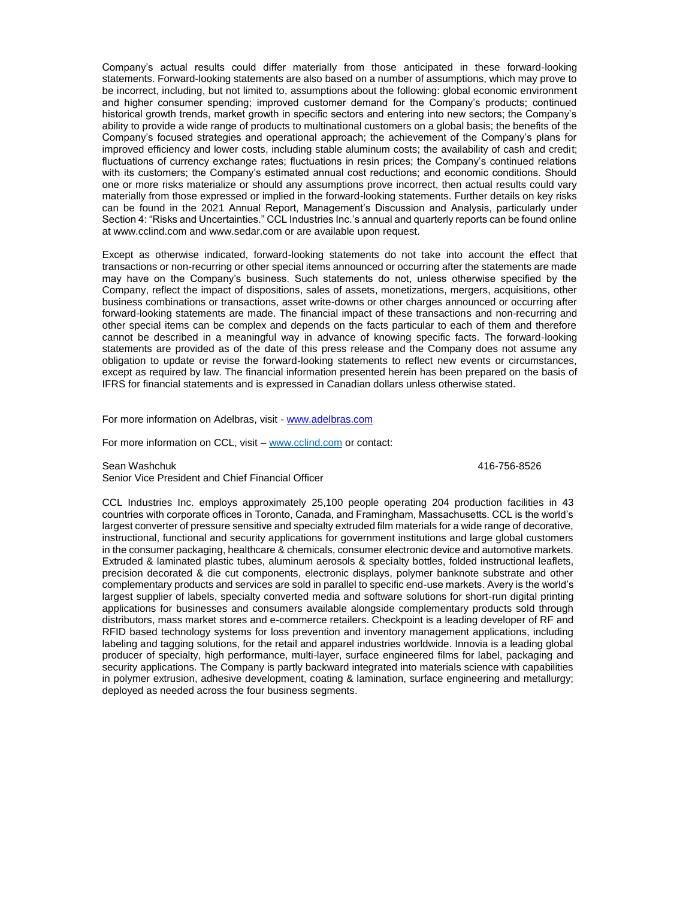Company's actual results could differ materially from those anticipated in these forward-looking statements. Forward-looking statements are also based on a number of assumptions, which may prove to be incorrect, including, but not limited to, assumptions about the following: global economic environment and higher consumer spending; improved customer demand for the Company's products; continued historical growth trends, market growth in specific sectors and entering into new sectors; the Company's ability to provide a wide range of products to multinational customers on a global basis; the benefits of the Company's focused strategies and operational approach; the achievement of the Company's plans for improved efficiency and lower costs, including stable aluminum costs; the availability of cash and credit; fluctuations of currency exchange rates; fluctuations in resin prices; the Company's continued relations with its customers; the Company's estimated annual cost reductions; and economic conditions. Should one or more risks materialize or should any assumptions prove incorrect, then actual results could vary materially from those expressed or implied in the forward-looking statements. Further details on key risks can be found in the 2021 Annual Report, Management's Discussion and Analysis, particularly under Section 4: "Risks and Uncertainties." CCL Industries Inc.'s annual and quarterly reports can be found online at www.cclind.com and www.sedar.com or are available upon request.

Except as otherwise indicated, forward-looking statements do not take into account the effect that transactions or non-recurring or other special items announced or occurring after the statements are made may have on the Company's business. Such statements do not, unless otherwise specified by the Company, reflect the impact of dispositions, sales of assets, monetizations, mergers, acquisitions, other business combinations or transactions, asset write-downs or other charges announced or occurring after forward-looking statements are made. The financial impact of these transactions and non-recurring and other special items can be complex and depends on the facts particular to each of them and therefore cannot be described in a meaningful way in advance of knowing specific facts. The forward-looking statements are provided as of the date of this press release and the Company does not assume any obligation to update or revise the forward-looking statements to reflect new events or circumstances, except as required by law. The financial information presented herein has been prepared on the basis of IFRS for financial statements and is expressed in Canadian dollars unless otherwise stated.

For more information on Adelbras, visit - www.adelbras.com

For more information on CCL, visit – www.cclind.com or contact:

Sean Washchuk 416-756-8526
Senior Vice President and Chief Financial Officer

CCL Industries Inc. employs approximately 25,100 people operating 204 production facilities in 43 countries with corporate offices in Toronto, Canada, and Framingham, Massachusetts. CCL is the world's largest converter of pressure sensitive and specialty extruded film materials for a wide range of decorative, instructional, functional and security applications for government institutions and large global customers in the consumer packaging, healthcare & chemicals, consumer electronic device and automotive markets. Extruded & laminated plastic tubes, aluminum aerosols & specialty bottles, folded instructional leaflets, precision decorated & die cut components, electronic displays, polymer banknote substrate and other complementary products and services are sold in parallel to specific end-use markets. Avery is the world's largest supplier of labels, specialty converted media and software solutions for short-run digital printing applications for businesses and consumers available alongside complementary products sold through distributors, mass market stores and e-commerce retailers. Checkpoint is a leading developer of RF and RFID based technology systems for loss prevention and inventory management applications, including labeling and tagging solutions, for the retail and apparel industries worldwide. Innovia is a leading global producer of specialty, high performance, multi-layer, surface engineered films for label, packaging and security applications. The Company is partly backward integrated into materials science with capabilities in polymer extrusion, adhesive development, coating & lamination, surface engineering and metallurgy; deployed as needed across the four business segments.